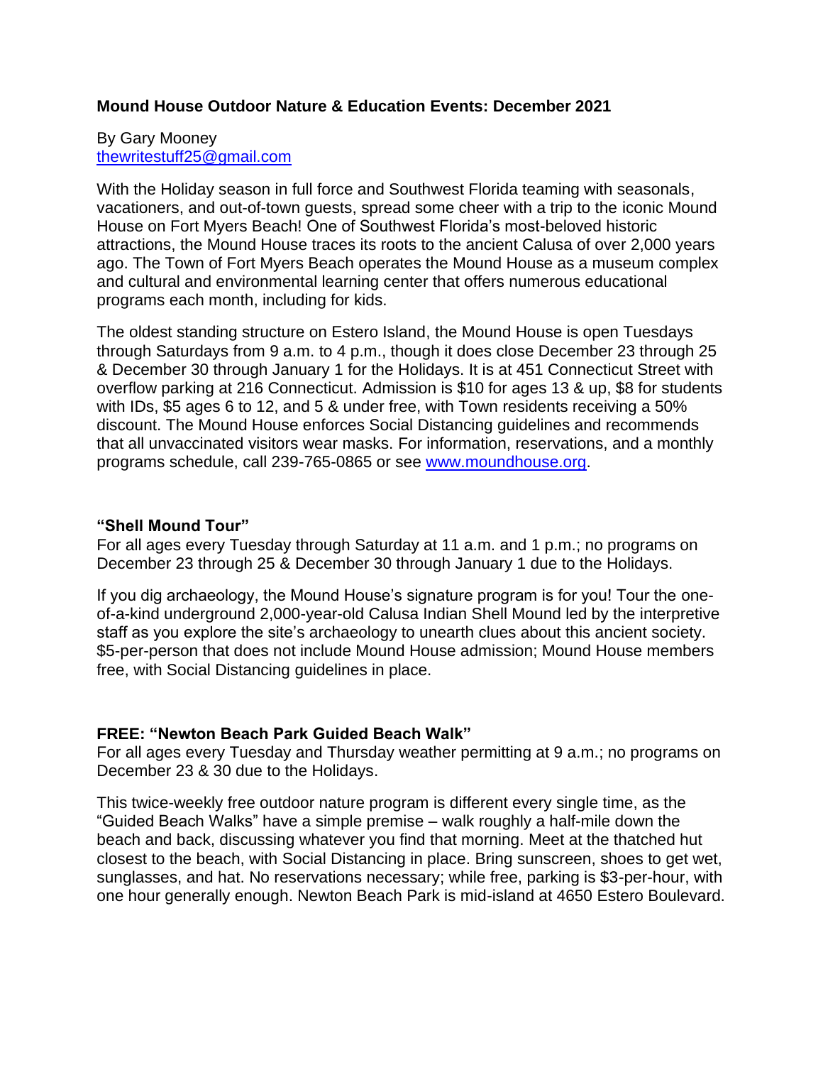**Mound House Outdoor Nature & Education Events: December 2021**

By Gary Mooney
[thewritestuff25@gmail.com](mailto:thewritestuff25@gmail.com)

With the Holiday season in full force and Southwest Florida teaming with seasonals, vacationers, and out-of-town guests, spread some cheer with a trip to the iconic Mound House on Fort Myers Beach! One of Southwest Florida's most-beloved historic attractions, the Mound House traces its roots to the ancient Calusa of over 2,000 years ago. The Town of Fort Myers Beach operates the Mound House as a museum complex and cultural and environmental learning center that offers numerous educational programs each month, including for kids.

The oldest standing structure on Estero Island, the Mound House is open Tuesdays through Saturdays from 9 a.m. to 4 p.m., though it does close December 23 through 25 & December 30 through January 1 for the Holidays. It is at 451 Connecticut Street with overflow parking at 216 Connecticut. Admission is $10 for ages 13 & up, $8 for students with IDs, $5 ages 6 to 12, and 5 & under free, with Town residents receiving a 50% discount. The Mound House enforces Social Distancing guidelines and recommends that all unvaccinated visitors wear masks. For information, reservations, and a monthly programs schedule, call 239-765-0865 or see [www.moundhouse.org](http://www.moundhouse.org).

**"Shell Mound Tour"**
For all ages every Tuesday through Saturday at 11 a.m. and 1 p.m.; no programs on December 23 through 25 & December 30 through January 1 due to the Holidays.

If you dig archaeology, the Mound House's signature program is for you! Tour the one-of-a-kind underground 2,000-year-old Calusa Indian Shell Mound led by the interpretive staff as you explore the site's archaeology to unearth clues about this ancient society. $5-per-person that does not include Mound House admission; Mound House members free, with Social Distancing guidelines in place.

**FREE: "Newton Beach Park Guided Beach Walk"**
For all ages every Tuesday and Thursday weather permitting at 9 a.m.; no programs on December 23 & 30 due to the Holidays.

This twice-weekly free outdoor nature program is different every single time, as the "Guided Beach Walks" have a simple premise – walk roughly a half-mile down the beach and back, discussing whatever you find that morning. Meet at the thatched hut closest to the beach, with Social Distancing in place. Bring sunscreen, shoes to get wet, sunglasses, and hat. No reservations necessary; while free, parking is $3-per-hour, with one hour generally enough. Newton Beach Park is mid-island at 4650 Estero Boulevard.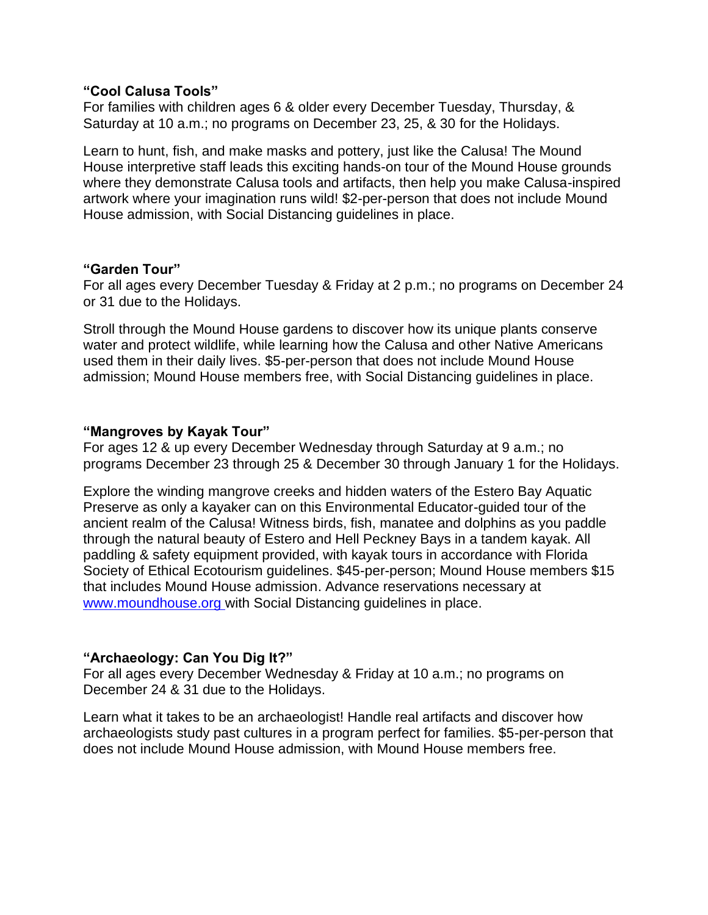**"Cool Calusa Tools"**
For families with children ages 6 & older every December Tuesday, Thursday, & Saturday at 10 a.m.; no programs on December 23, 25, & 30 for the Holidays.

Learn to hunt, fish, and make masks and pottery, just like the Calusa! The Mound House interpretive staff leads this exciting hands-on tour of the Mound House grounds where they demonstrate Calusa tools and artifacts, then help you make Calusa-inspired artwork where your imagination runs wild! $2-per-person that does not include Mound House admission, with Social Distancing guidelines in place.

**"Garden Tour"**
For all ages every December Tuesday & Friday at 2 p.m.; no programs on December 24 or 31 due to the Holidays.

Stroll through the Mound House gardens to discover how its unique plants conserve water and protect wildlife, while learning how the Calusa and other Native Americans used them in their daily lives. $5-per-person that does not include Mound House admission; Mound House members free, with Social Distancing guidelines in place.

**"Mangroves by Kayak Tour"**
For ages 12 & up every December Wednesday through Saturday at 9 a.m.; no programs December 23 through 25 & December 30 through January 1 for the Holidays.

Explore the winding mangrove creeks and hidden waters of the Estero Bay Aquatic Preserve as only a kayaker can on this Environmental Educator-guided tour of the ancient realm of the Calusa! Witness birds, fish, manatee and dolphins as you paddle through the natural beauty of Estero and Hell Peckney Bays in a tandem kayak. All paddling & safety equipment provided, with kayak tours in accordance with Florida Society of Ethical Ecotourism guidelines. $45-per-person; Mound House members $15 that includes Mound House admission. Advance reservations necessary at [www.moundhouse.org](http://www.moundhouse.org) with Social Distancing guidelines in place.

**"Archaeology: Can You Dig It?"**
For all ages every December Wednesday & Friday at 10 a.m.; no programs on December 24 & 31 due to the Holidays.

Learn what it takes to be an archaeologist! Handle real artifacts and discover how archaeologists study past cultures in a program perfect for families. $5-per-person that does not include Mound House admission, with Mound House members free.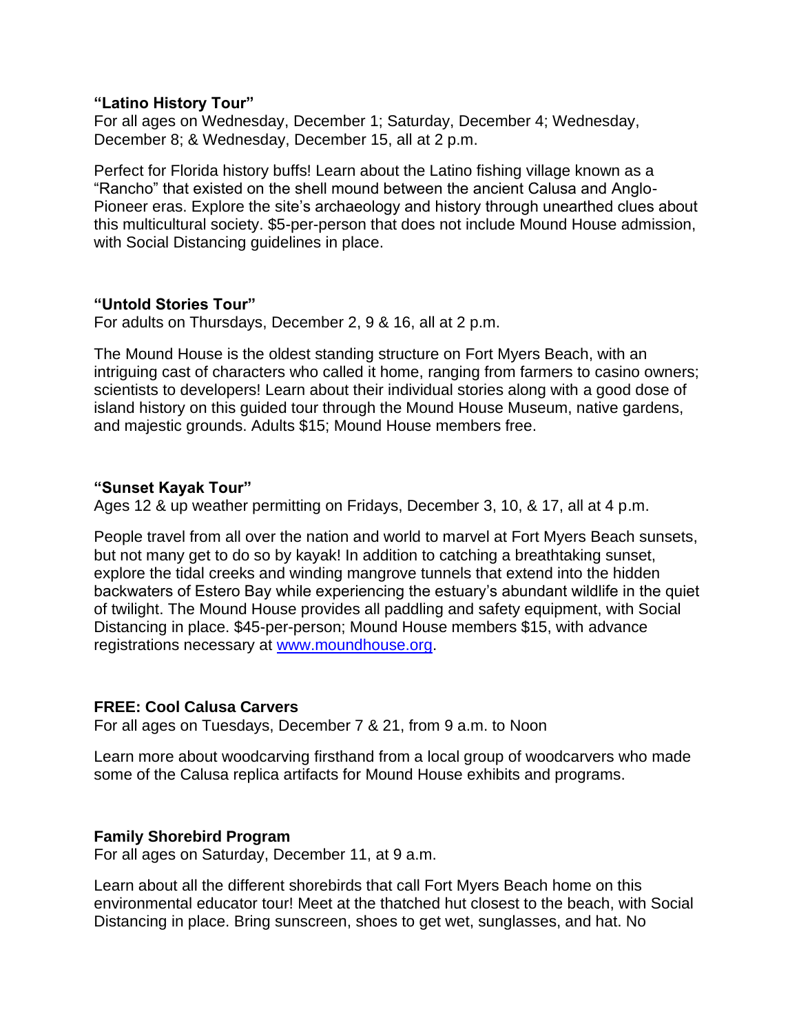**"Latino History Tour"**
For all ages on Wednesday, December 1; Saturday, December 4; Wednesday, December 8; & Wednesday, December 15, all at 2 p.m.

Perfect for Florida history buffs! Learn about the Latino fishing village known as a "Rancho" that existed on the shell mound between the ancient Calusa and Anglo-Pioneer eras. Explore the site's archaeology and history through unearthed clues about this multicultural society. $5-per-person that does not include Mound House admission, with Social Distancing guidelines in place.

**"Untold Stories Tour"**
For adults on Thursdays, December 2, 9 & 16, all at 2 p.m.

The Mound House is the oldest standing structure on Fort Myers Beach, with an intriguing cast of characters who called it home, ranging from farmers to casino owners; scientists to developers! Learn about their individual stories along with a good dose of island history on this guided tour through the Mound House Museum, native gardens, and majestic grounds. Adults $15; Mound House members free.

**"Sunset Kayak Tour"**
Ages 12 & up weather permitting on Fridays, December 3, 10, & 17, all at 4 p.m.

People travel from all over the nation and world to marvel at Fort Myers Beach sunsets, but not many get to do so by kayak! In addition to catching a breathtaking sunset, explore the tidal creeks and winding mangrove tunnels that extend into the hidden backwaters of Estero Bay while experiencing the estuary's abundant wildlife in the quiet of twilight. The Mound House provides all paddling and safety equipment, with Social Distancing in place. $45-per-person; Mound House members $15, with advance registrations necessary at [www.moundhouse.org](http://www.moundhouse.org).

**FREE: Cool Calusa Carvers**
For all ages on Tuesdays, December 7 & 21, from 9 a.m. to Noon

Learn more about woodcarving firsthand from a local group of woodcarvers who made some of the Calusa replica artifacts for Mound House exhibits and programs.

**Family Shorebird Program**
For all ages on Saturday, December 11, at 9 a.m.

Learn about all the different shorebirds that call Fort Myers Beach home on this environmental educator tour! Meet at the thatched hut closest to the beach, with Social Distancing in place. Bring sunscreen, shoes to get wet, sunglasses, and hat. No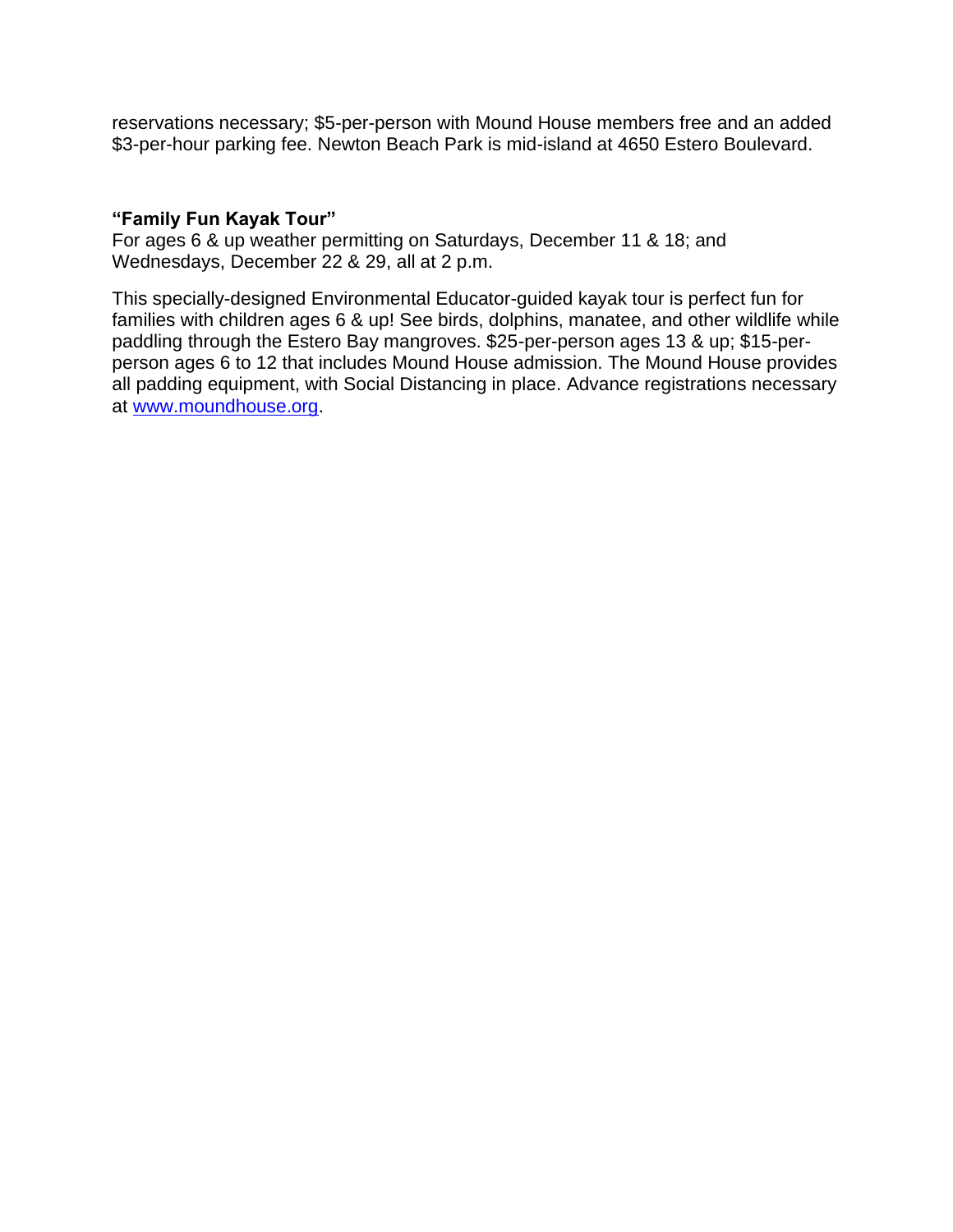reservations necessary; $5-per-person with Mound House members free and an added $3-per-hour parking fee. Newton Beach Park is mid-island at 4650 Estero Boulevard.

**"Family Fun Kayak Tour"**
For ages 6 & up weather permitting on Saturdays, December 11 & 18; and Wednesdays, December 22 & 29, all at 2 p.m.

This specially-designed Environmental Educator-guided kayak tour is perfect fun for families with children ages 6 & up! See birds, dolphins, manatee, and other wildlife while paddling through the Estero Bay mangroves. $25-per-person ages 13 & up; $15-per-person ages 6 to 12 that includes Mound House admission. The Mound House provides all padding equipment, with Social Distancing in place. Advance registrations necessary at [www.moundhouse.org](http://www.moundhouse.org).